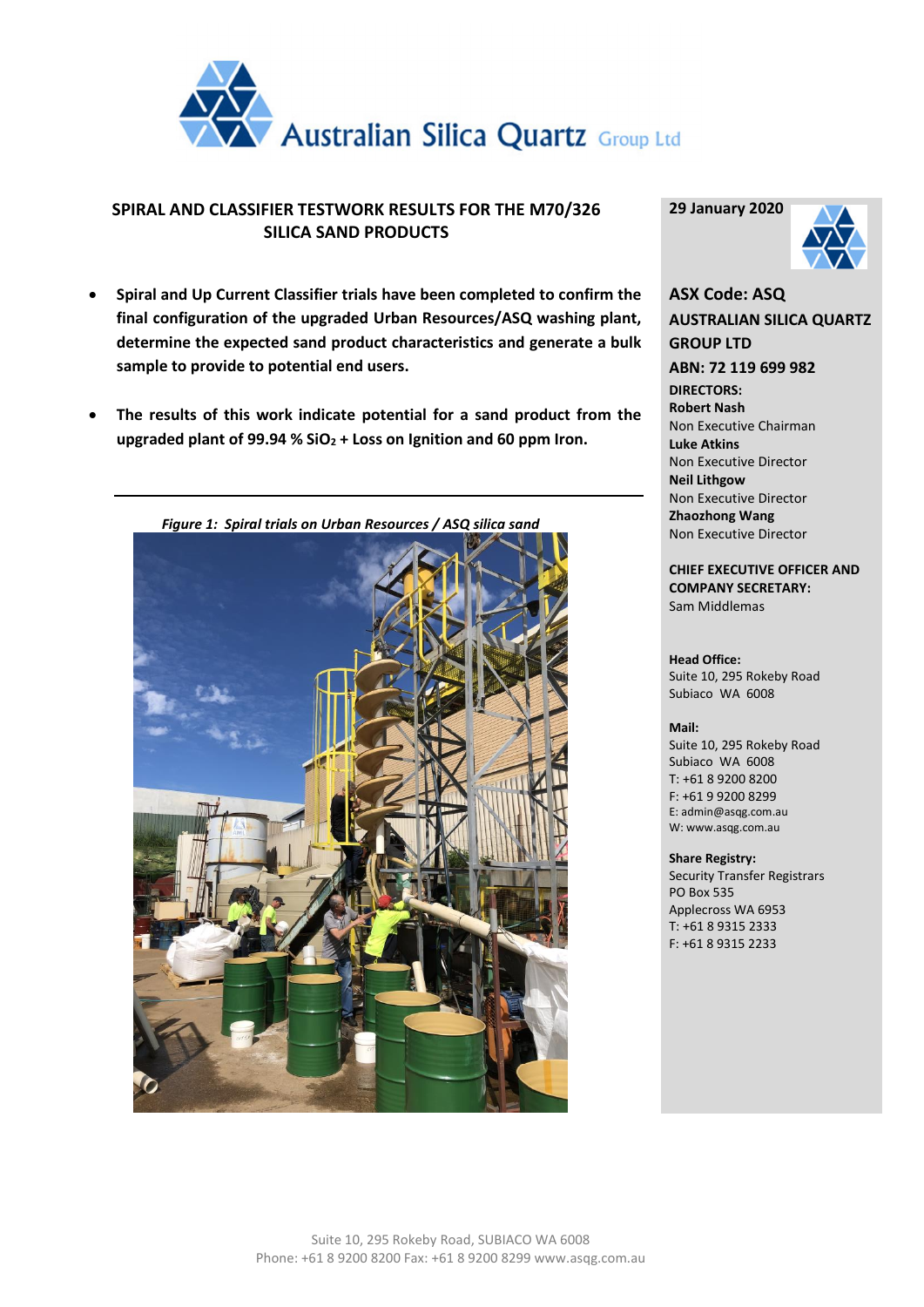# SPIRAL AND CLASSIFIER TESTWORK RESULTS FOR THE M70/326 SILICA SAND PRODUCTS

- **Spiral and Up Current Classifier trials have been completed to confirm the final configuration of the upgraded Urban Resources/ASQ washing plant, determine the expected sand product characteristics and generate a bulk sample to provide to potential end users.**

- **The results of this work indicate potential for a sand product from the upgraded plant of 99.94 % $SiO_2$ + Loss on Ignition and 60 ppm Iron.**

---

*Figure 1: Spiral trials on Urban Resources / ASQ silica sand*

**29 January 2020**

**ASX Code: ASQ**

**AUSTRALIAN SILICA QUARTZ GROUP LTD**

**ABN: 72 119 699 982**

**DIRECTORS:**

**Robert Nash**
Non Executive Chairman

**Luke Atkins**
Non Executive Director

**Neil Lithgow**
Non Executive Director

**Zhaozhong Wang**
Non Executive Director

**CHIEF EXECUTIVE OFFICER AND COMPANY SECRETARY:**
Sam Middlemas

**Head Office:**
Suite 10, 295 Rokeby Road
Subiaco WA 6008

**Mail:**
Suite 10, 295 Rokeby Road
Subiaco WA 6008
T: +61 8 9200 8200
F: +61 9 9200 8299
E: admin@asqg.com.au
W: www.asqg.com.au

**Share Registry:**
Security Transfer Registrars
PO Box 535
Applecross WA 6953
T: +61 8 9315 2333
F: +61 8 9315 2233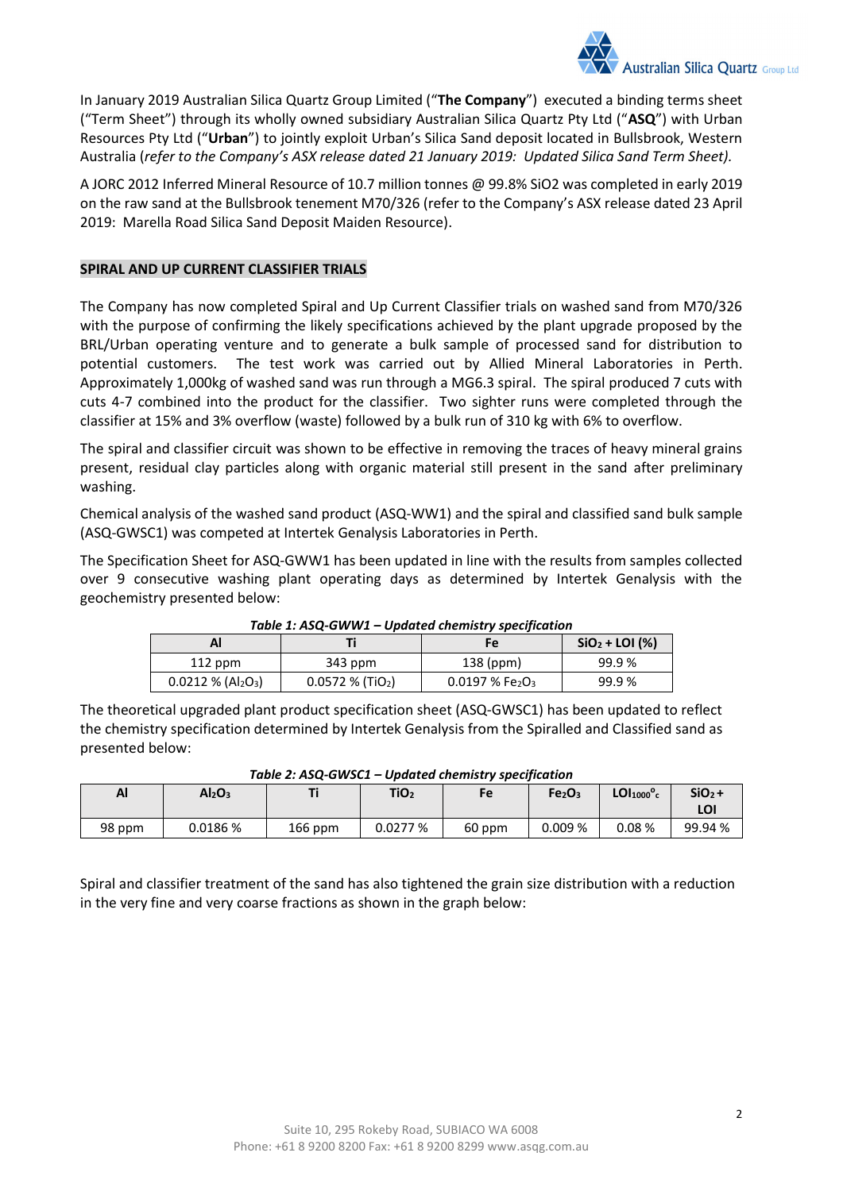In January 2019 Australian Silica Quartz Group Limited ("**The Company**") executed a binding terms sheet ("Term Sheet") through its wholly owned subsidiary Australian Silica Quartz Pty Ltd ("**ASQ**") with Urban Resources Pty Ltd ("**Urban**") to jointly exploit Urban's Silica Sand deposit located in Bullsbrook, Western Australia (*refer to the Company's ASX release dated 21 January 2019: Updated Silica Sand Term Sheet).*

A JORC 2012 Inferred Mineral Resource of 10.7 million tonnes @ 99.8% SiO2 was completed in early 2019 on the raw sand at the Bullsbrook tenement M70/326 (refer to the Company's ASX release dated 23 April 2019: Marella Road Silica Sand Deposit Maiden Resource).

**SPIRAL AND UP CURRENT CLASSIFIER TRIALS**

The Company has now completed Spiral and Up Current Classifier trials on washed sand from M70/326 with the purpose of confirming the likely specifications achieved by the plant upgrade proposed by the BRL/Urban operating venture and to generate a bulk sample of processed sand for distribution to potential customers. The test work was carried out by Allied Mineral Laboratories in Perth. Approximately 1,000kg of washed sand was run through a MG6.3 spiral. The spiral produced 7 cuts with cuts 4-7 combined into the product for the classifier. Two sighter runs were completed through the classifier at 15% and 3% overflow (waste) followed by a bulk run of 310 kg with 6% to overflow.

The spiral and classifier circuit was shown to be effective in removing the traces of heavy mineral grains present, residual clay particles along with organic material still present in the sand after preliminary washing.

Chemical analysis of the washed sand product (ASQ-WW1) and the spiral and classified sand bulk sample (ASQ-GWSC1) was competed at Intertek Genalysis Laboratories in Perth.

The Specification Sheet for ASQ-GWW1 has been updated in line with the results from samples collected over 9 consecutive washing plant operating days as determined by Intertek Genalysis with the geochemistry presented below:

***Table 1: ASQ-GWW1 – Updated chemistry specification***

| Al | Ti | Fe | $SiO_2$ + LOI (%) |
|---|---|---|---|
| 112 ppm | 343 ppm | 138 (ppm) | 99.9 % |
| 0.0212 % ($Al_2O_3$) | 0.0572 % ($TiO_2$) | 0.0197 % $Fe_2O_3$ | 99.9 % |

The theoretical upgraded plant product specification sheet (ASQ-GWSC1) has been updated to reflect the chemistry specification determined by Intertek Genalysis from the Spiralled and Classified sand as presented below:

***Table 2: ASQ-GWSC1 – Updated chemistry specification***

| Al | $Al_2O_3$ | Ti | $TiO_2$ | Fe | $Fe_2O_3$ | $LOI_{1000^\circ C}$ | $SiO_2$ + LOI |
|---|---|---|---|---|---|---|---|
| 98 ppm | 0.0186 % | 166 ppm | 0.0277 % | 60 ppm | 0.009 % | 0.08 % | 99.94 % |

Spiral and classifier treatment of the sand has also tightened the grain size distribution with a reduction in the very fine and very coarse fractions as shown in the graph below: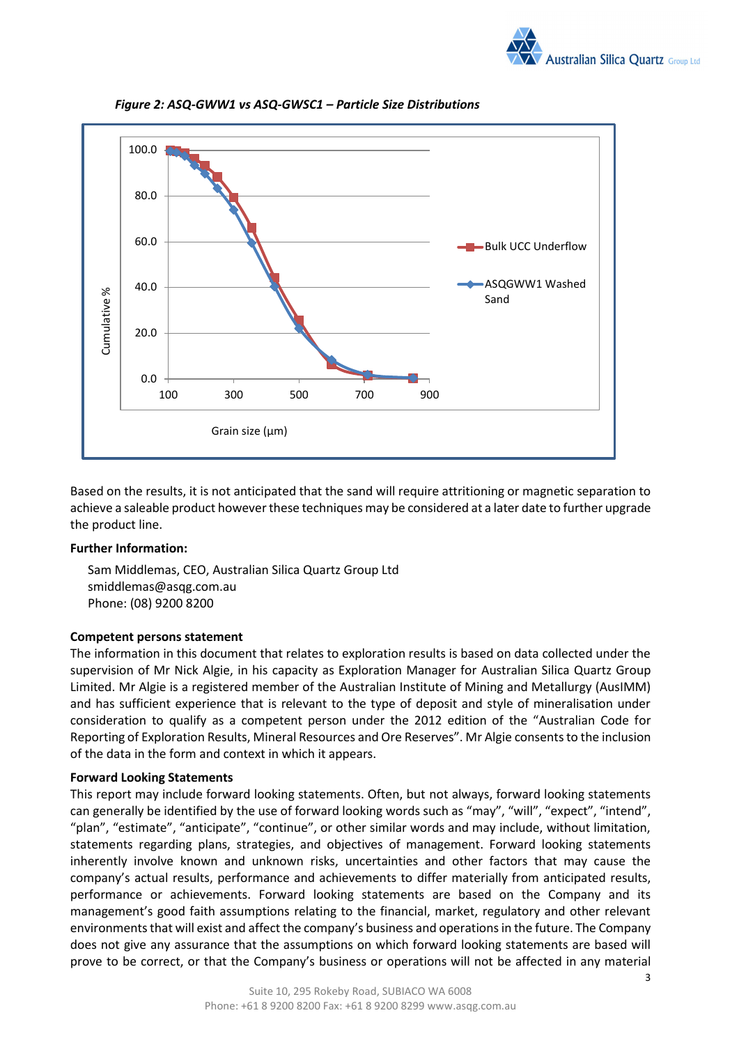*Figure 2: ASQ-GWW1 vs ASQ-GWSC1 – Particle Size Distributions*

Based on the results, it is not anticipated that the sand will require attritioning or magnetic separation to achieve a saleable product however these techniques may be considered at a later date to further upgrade the product line.

**Further Information:**

Sam Middlemas, CEO, Australian Silica Quartz Group Ltd
smiddlemas@asqg.com.au
Phone: (08) 9200 8200

**Competent persons statement**

The information in this document that relates to exploration results is based on data collected under the supervision of Mr Nick Algie, in his capacity as Exploration Manager for Australian Silica Quartz Group Limited. Mr Algie is a registered member of the Australian Institute of Mining and Metallurgy (AusIMM) and has sufficient experience that is relevant to the type of deposit and style of mineralisation under consideration to qualify as a competent person under the 2012 edition of the "Australian Code for Reporting of Exploration Results, Mineral Resources and Ore Reserves". Mr Algie consents to the inclusion of the data in the form and context in which it appears.

**Forward Looking Statements**

This report may include forward looking statements. Often, but not always, forward looking statements can generally be identified by the use of forward looking words such as "may", "will", "expect", "intend", "plan", "estimate", "anticipate", "continue", or other similar words and may include, without limitation, statements regarding plans, strategies, and objectives of management. Forward looking statements inherently involve known and unknown risks, uncertainties and other factors that may cause the company's actual results, performance and achievements to differ materially from anticipated results, performance or achievements. Forward looking statements are based on the Company and its management's good faith assumptions relating to the financial, market, regulatory and other relevant environments that will exist and affect the company's business and operations in the future. The Company does not give any assurance that the assumptions on which forward looking statements are based will prove to be correct, or that the Company's business or operations will not be affected in any material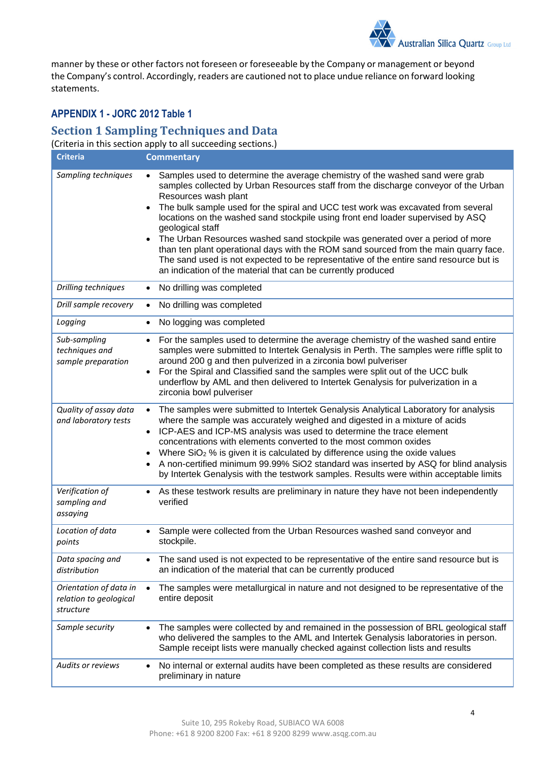manner by these or other factors not foreseen or foreseeable by the Company or management or beyond the Company's control. Accordingly, readers are cautioned not to place undue reliance on forward looking statements.

## APPENDIX 1 - JORC 2012 Table 1

## Section 1 Sampling Techniques and Data

(Criteria in this section apply to all succeeding sections.)

| Criteria | Commentary |
| --- | --- |
| *Sampling techniques* | • Samples used to determine the average chemistry of the washed sand were grab samples collected by Urban Resources staff from the discharge conveyor of the Urban Resources wash plant<br>• The bulk sample used for the spiral and UCC test work was excavated from several locations on the washed sand stockpile using front end loader supervised by ASQ geological staff<br>• The Urban Resources washed sand stockpile was generated over a period of more than ten plant operational days with the ROM sand sourced from the main quarry face. The sand used is not expected to be representative of the entire sand resource but is an indication of the material that can be currently produced |
| *Drilling techniques* | • No drilling was completed |
| *Drill sample recovery* | • No drilling was completed |
| *Logging* | • No logging was completed |
| *Sub-sampling techniques and sample preparation* | • For the samples used to determine the average chemistry of the washed sand entire samples were submitted to Intertek Genalysis in Perth. The samples were riffle split to around 200 g and then pulverized in a zirconia bowl pulveriser<br>• For the Spiral and Classified sand the samples were split out of the UCC bulk underflow by AML and then delivered to Intertek Genalysis for pulverization in a zirconia bowl pulveriser |
| *Quality of assay data and laboratory tests* | • The samples were submitted to Intertek Genalysis Analytical Laboratory for analysis where the sample was accurately weighed and digested in a mixture of acids<br>• ICP-AES and ICP-MS analysis was used to determine the trace element concentrations with elements converted to the most common oxides<br>• Where $SiO_2$ % is given it is calculated by difference using the oxide values<br>• A non-certified minimum 99.99% $SiO_2$ standard was inserted by ASQ for blind analysis by Intertek Genalysis with the testwork samples. Results were within acceptable limits |
| *Verification of sampling and assaying* | • As these testwork results are preliminary in nature they have not been independently verified |
| *Location of data points* | • Sample were collected from the Urban Resources washed sand conveyor and stockpile. |
| *Data spacing and distribution* | • The sand used is not expected to be representative of the entire sand resource but is an indication of the material that can be currently produced |
| *Orientation of data in relation to geological structure* | • The samples were metallurgical in nature and not designed to be representative of the entire deposit |
| *Sample security* | • The samples were collected by and remained in the possession of BRL geological staff who delivered the samples to the AML and Intertek Genalysis laboratories in person. Sample receipt lists were manually checked against collection lists and results |
| *Audits or reviews* | • No internal or external audits have been completed as these results are considered preliminary in nature |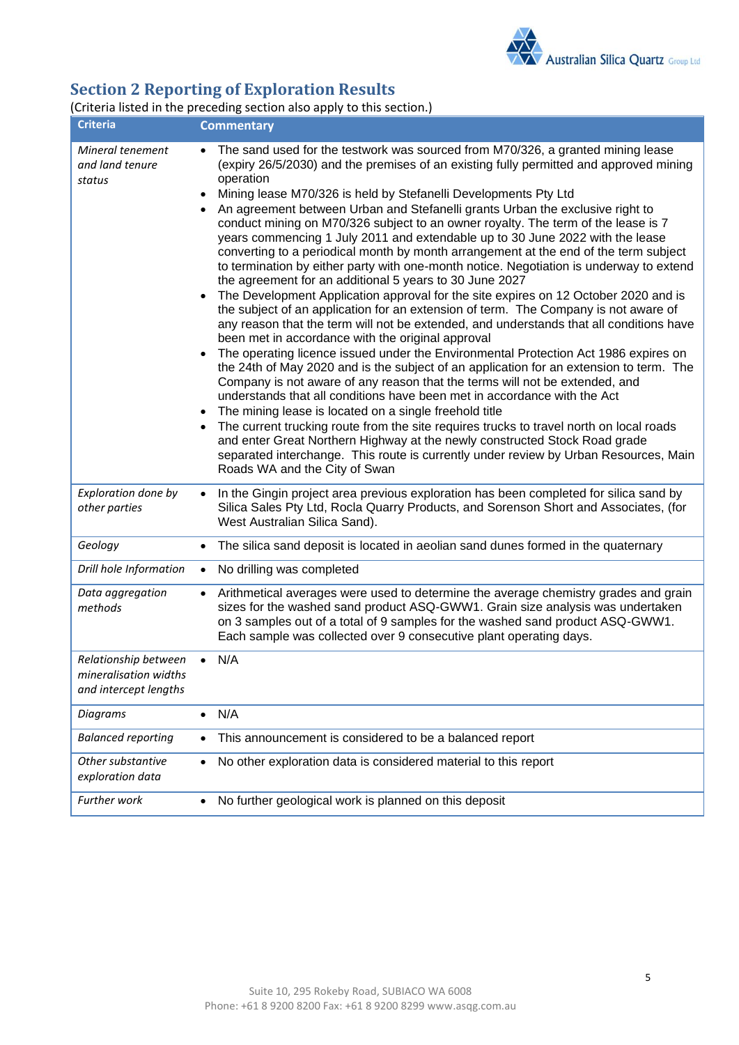## Section 2 Reporting of Exploration Results

(Criteria listed in the preceding section also apply to this section.)

| Criteria | Commentary |
|---|---|
| *Mineral tenement and land tenure status* | • The sand used for the testwork was sourced from M70/326, a granted mining lease (expiry 26/5/2030) and the premises of an existing fully permitted and approved mining operation<br>• Mining lease M70/326 is held by Stefanelli Developments Pty Ltd<br>• An agreement between Urban and Stefanelli grants Urban the exclusive right to conduct mining on M70/326 subject to an owner royalty. The term of the lease is 7 years commencing 1 July 2011 and extendable up to 30 June 2022 with the lease converting to a periodical month by month arrangement at the end of the term subject to termination by either party with one-month notice. Negotiation is underway to extend the agreement for an additional 5 years to 30 June 2027<br>• The Development Application approval for the site expires on 12 October 2020 and is the subject of an application for an extension of term. The Company is not aware of any reason that the term will not be extended, and understands that all conditions have been met in accordance with the original approval<br>• The operating licence issued under the Environmental Protection Act 1986 expires on the 24th of May 2020 and is the subject of an application for an extension to term. The Company is not aware of any reason that the terms will not be extended, and understands that all conditions have been met in accordance with the Act<br>• The mining lease is located on a single freehold title<br>• The current trucking route from the site requires trucks to travel north on local roads and enter Great Northern Highway at the newly constructed Stock Road grade separated interchange. This route is currently under review by Urban Resources, Main Roads WA and the City of Swan |
| *Exploration done by other parties* | • In the Gingin project area previous exploration has been completed for silica sand by Silica Sales Pty Ltd, Rocla Quarry Products, and Sorenson Short and Associates, (for West Australian Silica Sand). |
| *Geology* | • The silica sand deposit is located in aeolian sand dunes formed in the quaternary |
| *Drill hole Information* | • No drilling was completed |
| *Data aggregation methods* | • Arithmetical averages were used to determine the average chemistry grades and grain sizes for the washed sand product ASQ-GWW1. Grain size analysis was undertaken on 3 samples out of a total of 9 samples for the washed sand product ASQ-GWW1. Each sample was collected over 9 consecutive plant operating days. |
| *Relationship between mineralisation widths and intercept lengths* | • N/A |
| *Diagrams* | • N/A |
| *Balanced reporting* | • This announcement is considered to be a balanced report |
| *Other substantive exploration data* | • No other exploration data is considered material to this report |
| *Further work* | • No further geological work is planned on this deposit |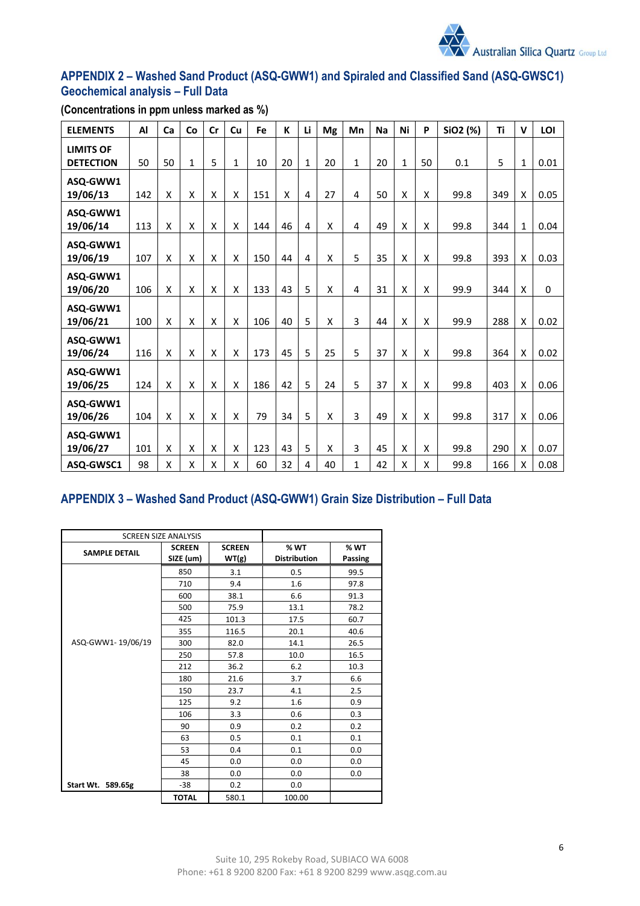## APPENDIX 2 – Washed Sand Product (ASQ-GWW1) and Spiraled and Classified Sand (ASQ-GWSC1) Geochemical analysis – Full Data

**(Concentrations in ppm unless marked as %)**

| ELEMENTS | Al | Ca | Co | Cr | Cu | Fe | K | Li | Mg | Mn | Na | Ni | P | SiO2 (%) | Ti | V | LOI |
|---|---|---|---|---|---|---|---|---|---|---|---|---|---|---|---|---|---|
| LIMITS OF DETECTION | 50 | 50 | 1 | 5 | 1 | 10 | 20 | 1 | 20 | 1 | 20 | 1 | 50 | 0.1 | 5 | 1 | 0.01 |
| ASQ-GWW1 19/06/13 | 142 | X | X | X | X | 151 | X | 4 | 27 | 4 | 50 | X | X | 99.8 | 349 | X | 0.05 |
| ASQ-GWW1 19/06/14 | 113 | X | X | X | X | 144 | 46 | 4 | X | 4 | 49 | X | X | 99.8 | 344 | 1 | 0.04 |
| ASQ-GWW1 19/06/19 | 107 | X | X | X | X | 150 | 44 | 4 | X | 5 | 35 | X | X | 99.8 | 393 | X | 0.03 |
| ASQ-GWW1 19/06/20 | 106 | X | X | X | X | 133 | 43 | 5 | X | 4 | 31 | X | X | 99.9 | 344 | X | 0 |
| ASQ-GWW1 19/06/21 | 100 | X | X | X | X | 106 | 40 | 5 | X | 3 | 44 | X | X | 99.9 | 288 | X | 0.02 |
| ASQ-GWW1 19/06/24 | 116 | X | X | X | X | 173 | 45 | 5 | 25 | 5 | 37 | X | X | 99.8 | 364 | X | 0.02 |
| ASQ-GWW1 19/06/25 | 124 | X | X | X | X | 186 | 42 | 5 | 24 | 5 | 37 | X | X | 99.8 | 403 | X | 0.06 |
| ASQ-GWW1 19/06/26 | 104 | X | X | X | X | 79 | 34 | 5 | X | 3 | 49 | X | X | 99.8 | 317 | X | 0.06 |
| ASQ-GWW1 19/06/27 | 101 | X | X | X | X | 123 | 43 | 5 | X | 3 | 45 | X | X | 99.8 | 290 | X | 0.07 |
| ASQ-GWSC1 | 98 | X | X | X | X | 60 | 32 | 4 | 40 | 1 | 42 | X | X | 99.8 | 166 | X | 0.08 |

## APPENDIX 3 – Washed Sand Product (ASQ-GWW1) Grain Size Distribution – Full Data

| SCREEN SIZE ANALYSIS | | | | |
|---|---|---|---|---|
| SAMPLE DETAIL | SCREEN SIZE (um) | SCREEN WT(g) | % WT Distribution | % WT Passing |
| ASQ-GWW1- 19/06/19 | 850 | 3.1 | 0.5 | 99.5 |
| | 710 | 9.4 | 1.6 | 97.8 |
| | 600 | 38.1 | 6.6 | 91.3 |
| | 500 | 75.9 | 13.1 | 78.2 |
| | 425 | 101.3 | 17.5 | 60.7 |
| | 355 | 116.5 | 20.1 | 40.6 |
| | 300 | 82.0 | 14.1 | 26.5 |
| | 250 | 57.8 | 10.0 | 16.5 |
| | 212 | 36.2 | 6.2 | 10.3 |
| | 180 | 21.6 | 3.7 | 6.6 |
| | 150 | 23.7 | 4.1 | 2.5 |
| | 125 | 9.2 | 1.6 | 0.9 |
| | 106 | 3.3 | 0.6 | 0.3 |
| | 90 | 0.9 | 0.2 | 0.2 |
| | 63 | 0.5 | 0.1 | 0.1 |
| | 53 | 0.4 | 0.1 | 0.0 |
| | 45 | 0.0 | 0.0 | 0.0 |
| | 38 | 0.0 | 0.0 | 0.0 |
| **Start Wt. 589.65g** | -38 | 0.2 | 0.0 | |
| | **TOTAL** | 580.1 | 100.00 | |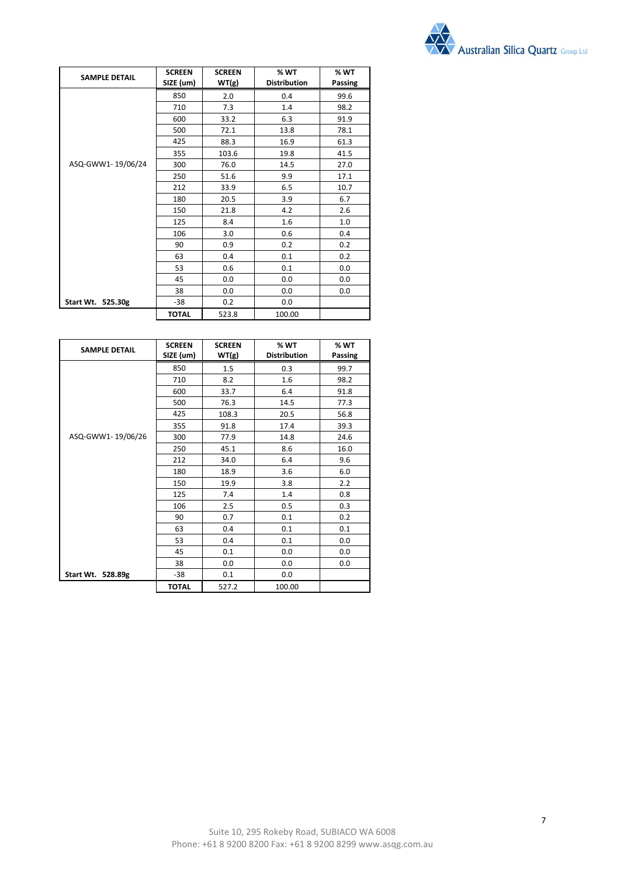| SAMPLE DETAIL | SCREEN SIZE (um) | SCREEN WT(g) | % WT Distribution | % WT Passing |
|---|---|---|---|---|
| | 850 | 2.0 | 0.4 | 99.6 |
| | 710 | 7.3 | 1.4 | 98.2 |
| | 600 | 33.2 | 6.3 | 91.9 |
| | 500 | 72.1 | 13.8 | 78.1 |
| | 425 | 88.3 | 16.9 | 61.3 |
| | 355 | 103.6 | 19.8 | 41.5 |
| ASQ-GWW1- 19/06/24 | 300 | 76.0 | 14.5 | 27.0 |
| | 250 | 51.6 | 9.9 | 17.1 |
| | 212 | 33.9 | 6.5 | 10.7 |
| | 180 | 20.5 | 3.9 | 6.7 |
| | 150 | 21.8 | 4.2 | 2.6 |
| | 125 | 8.4 | 1.6 | 1.0 |
| | 106 | 3.0 | 0.6 | 0.4 |
| | 90 | 0.9 | 0.2 | 0.2 |
| | 63 | 0.4 | 0.1 | 0.2 |
| | 53 | 0.6 | 0.1 | 0.0 |
| | 45 | 0.0 | 0.0 | 0.0 |
| | 38 | 0.0 | 0.0 | 0.0 |
| **Start Wt. 525.30g** | -38 | 0.2 | 0.0 | |
| | **TOTAL** | 523.8 | 100.00 | |

| SAMPLE DETAIL | SCREEN SIZE (um) | SCREEN WT(g) | % WT Distribution | % WT Passing |
|---|---|---|---|---|
| | 850 | 1.5 | 0.3 | 99.7 |
| | 710 | 8.2 | 1.6 | 98.2 |
| | 600 | 33.7 | 6.4 | 91.8 |
| | 500 | 76.3 | 14.5 | 77.3 |
| | 425 | 108.3 | 20.5 | 56.8 |
| | 355 | 91.8 | 17.4 | 39.3 |
| ASQ-GWW1- 19/06/26 | 300 | 77.9 | 14.8 | 24.6 |
| | 250 | 45.1 | 8.6 | 16.0 |
| | 212 | 34.0 | 6.4 | 9.6 |
| | 180 | 18.9 | 3.6 | 6.0 |
| | 150 | 19.9 | 3.8 | 2.2 |
| | 125 | 7.4 | 1.4 | 0.8 |
| | 106 | 2.5 | 0.5 | 0.3 |
| | 90 | 0.7 | 0.1 | 0.2 |
| | 63 | 0.4 | 0.1 | 0.1 |
| | 53 | 0.4 | 0.1 | 0.0 |
| | 45 | 0.1 | 0.0 | 0.0 |
| | 38 | 0.0 | 0.0 | 0.0 |
| **Start Wt. 528.89g** | -38 | 0.1 | 0.0 | |
| | **TOTAL** | 527.2 | 100.00 | |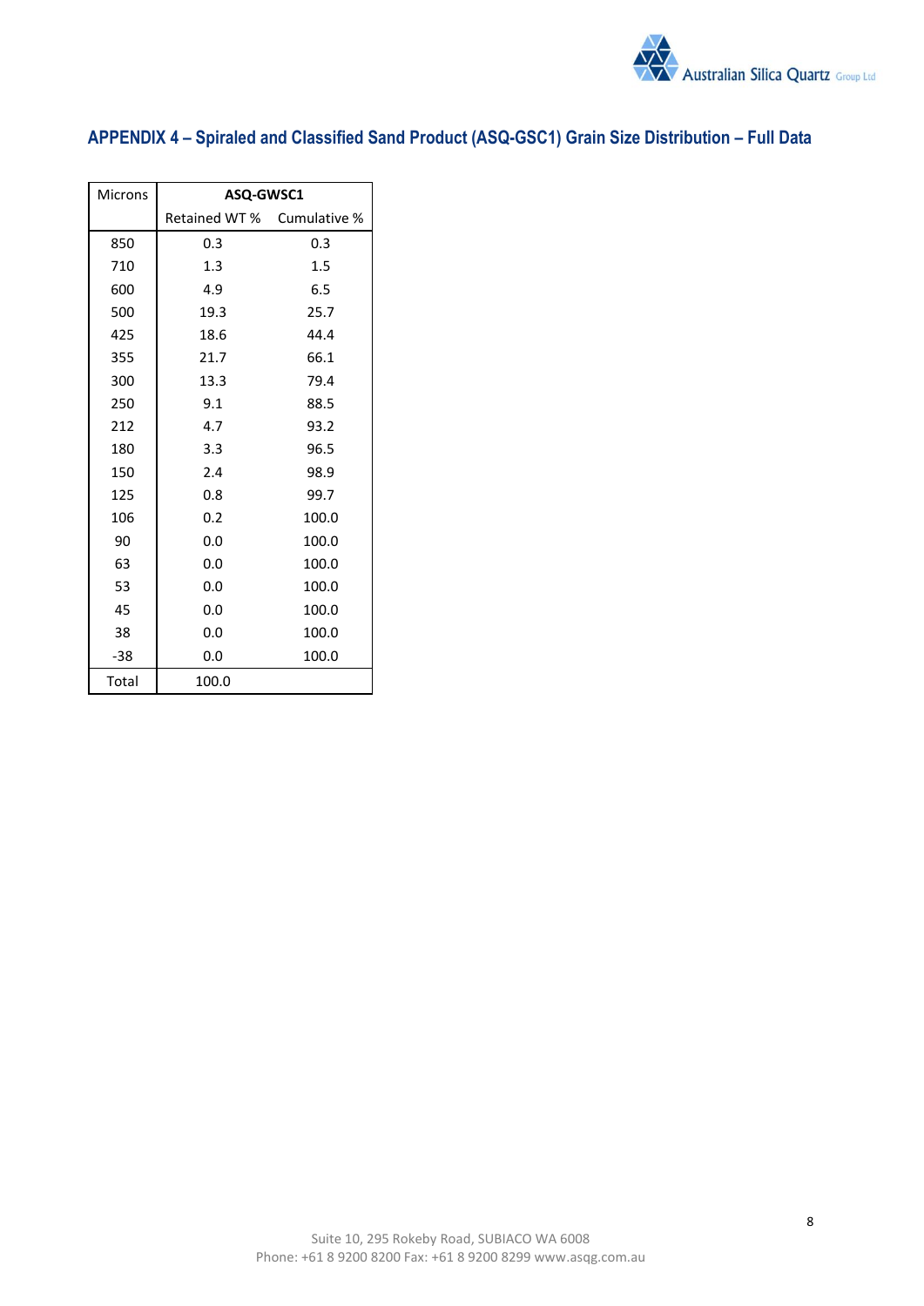## APPENDIX 4 – Spiraled and Classified Sand Product (ASQ-GSC1) Grain Size Distribution – Full Data

| Microns | ASQ-GWSC1 | |
|---|---|---|
| | Retained WT % | Cumulative % |
| 850 | 0.3 | 0.3 |
| 710 | 1.3 | 1.5 |
| 600 | 4.9 | 6.5 |
| 500 | 19.3 | 25.7 |
| 425 | 18.6 | 44.4 |
| 355 | 21.7 | 66.1 |
| 300 | 13.3 | 79.4 |
| 250 | 9.1 | 88.5 |
| 212 | 4.7 | 93.2 |
| 180 | 3.3 | 96.5 |
| 150 | 2.4 | 98.9 |
| 125 | 0.8 | 99.7 |
| 106 | 0.2 | 100.0 |
| 90 | 0.0 | 100.0 |
| 63 | 0.0 | 100.0 |
| 53 | 0.0 | 100.0 |
| 45 | 0.0 | 100.0 |
| 38 | 0.0 | 100.0 |
| -38 | 0.0 | 100.0 |
| Total | 100.0 | |